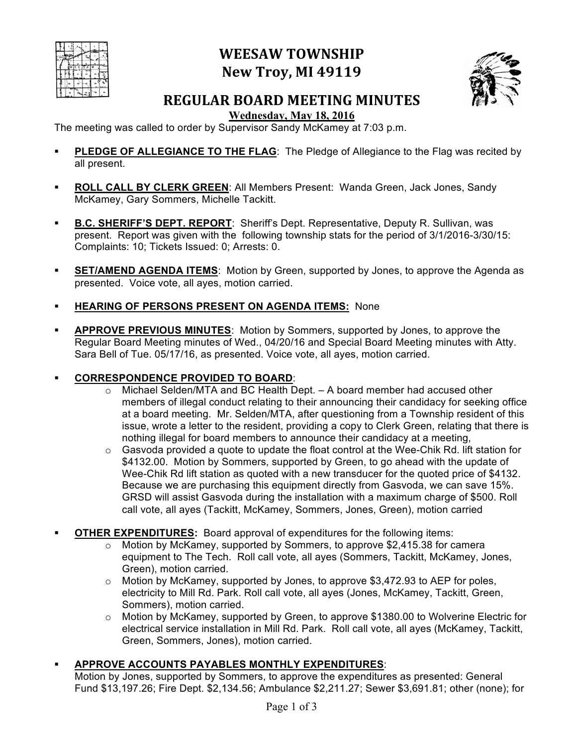# WEESAW TOWNSHIP
# New Troy, MI 49119

## REGULAR BOARD MEETING MINUTES

**Wednesday, May 18, 2016**

The meeting was called to order by Supervisor Sandy McKamey at 7:03 p.m.

- **PLEDGE OF ALLEGIANCE TO THE FLAG**: The Pledge of Allegiance to the Flag was recited by all present.

- **ROLL CALL BY CLERK GREEN**: All Members Present: Wanda Green, Jack Jones, Sandy McKamey, Gary Sommers, Michelle Tackitt.

- **B.C. SHERIFF'S DEPT. REPORT**: Sheriff's Dept. Representative, Deputy R. Sullivan, was present. Report was given with the following township stats for the period of 3/1/2016-3/30/15: Complaints: 10; Tickets Issued: 0; Arrests: 0.

- **SET/AMEND AGENDA ITEMS**: Motion by Green, supported by Jones, to approve the Agenda as presented. Voice vote, all ayes, motion carried.

- **HEARING OF PERSONS PRESENT ON AGENDA ITEMS:** None

- **APPROVE PREVIOUS MINUTES**: Motion by Sommers, supported by Jones, to approve the Regular Board Meeting minutes of Wed., 04/20/16 and Special Board Meeting minutes with Atty. Sara Bell of Tue. 05/17/16, as presented. Voice vote, all ayes, motion carried.

- **CORRESPONDENCE PROVIDED TO BOARD**:
  - Michael Selden/MTA and BC Health Dept. – A board member had accused other members of illegal conduct relating to their announcing their candidacy for seeking office at a board meeting. Mr. Selden/MTA, after questioning from a Township resident of this issue, wrote a letter to the resident, providing a copy to Clerk Green, relating that there is nothing illegal for board members to announce their candidacy at a meeting,
  - Gasvoda provided a quote to update the float control at the Wee-Chik Rd. lift station for $4132.00. Motion by Sommers, supported by Green, to go ahead with the update of Wee-Chik Rd lift station as quoted with a new transducer for the quoted price of $4132. Because we are purchasing this equipment directly from Gasvoda, we can save 15%. GRSD will assist Gasvoda during the installation with a maximum charge of $500. Roll call vote, all ayes (Tackitt, McKamey, Sommers, Jones, Green), motion carried

- **OTHER EXPENDITURES:** Board approval of expenditures for the following items:
  - Motion by McKamey, supported by Sommers, to approve $2,415.38 for camera equipment to The Tech. Roll call vote, all ayes (Sommers, Tackitt, McKamey, Jones, Green), motion carried.
  - Motion by McKamey, supported by Jones, to approve $3,472.93 to AEP for poles, electricity to Mill Rd. Park. Roll call vote, all ayes (Jones, McKamey, Tackitt, Green, Sommers), motion carried.
  - Motion by McKamey, supported by Green, to approve $1380.00 to Wolverine Electric for electrical service installation in Mill Rd. Park. Roll call vote, all ayes (McKamey, Tackitt, Green, Sommers, Jones), motion carried.

- **APPROVE ACCOUNTS PAYABLES MONTHLY EXPENDITURES**:
  Motion by Jones, supported by Sommers, to approve the expenditures as presented: General Fund $13,197.26; Fire Dept. $2,134.56; Ambulance $2,211.27; Sewer $3,691.81; other (none); for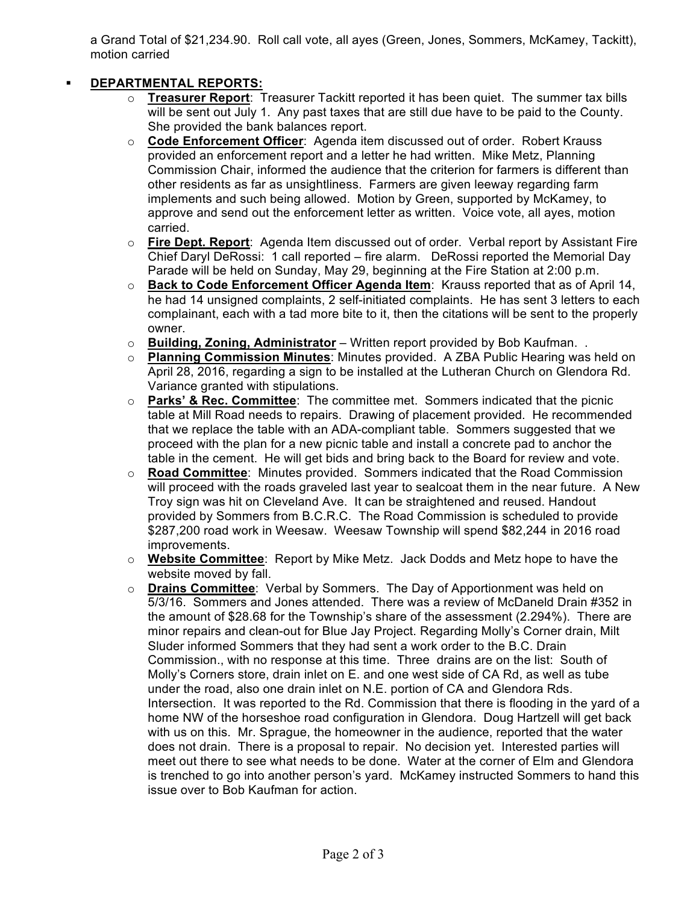a Grand Total of $21,234.90. Roll call vote, all ayes (Green, Jones, Sommers, McKamey, Tackitt), motion carried

- **DEPARTMENTAL REPORTS:**
  - **Treasurer Report**: Treasurer Tackitt reported it has been quiet. The summer tax bills will be sent out July 1. Any past taxes that are still due have to be paid to the County. She provided the bank balances report.
  - **Code Enforcement Officer**: Agenda item discussed out of order. Robert Krauss provided an enforcement report and a letter he had written. Mike Metz, Planning Commission Chair, informed the audience that the criterion for farmers is different than other residents as far as unsightliness. Farmers are given leeway regarding farm implements and such being allowed. Motion by Green, supported by McKamey, to approve and send out the enforcement letter as written. Voice vote, all ayes, motion carried.
  - **Fire Dept. Report**: Agenda Item discussed out of order. Verbal report by Assistant Fire Chief Daryl DeRossi: 1 call reported – fire alarm. DeRossi reported the Memorial Day Parade will be held on Sunday, May 29, beginning at the Fire Station at 2:00 p.m.
  - **Back to Code Enforcement Officer Agenda Item**: Krauss reported that as of April 14, he had 14 unsigned complaints, 2 self-initiated complaints. He has sent 3 letters to each complainant, each with a tad more bite to it, then the citations will be sent to the properly owner.
  - **Building, Zoning, Administrator** – Written report provided by Bob Kaufman. .
  - **Planning Commission Minutes**: Minutes provided. A ZBA Public Hearing was held on April 28, 2016, regarding a sign to be installed at the Lutheran Church on Glendora Rd. Variance granted with stipulations.
  - **Parks' & Rec. Committee**: The committee met. Sommers indicated that the picnic table at Mill Road needs to repairs. Drawing of placement provided. He recommended that we replace the table with an ADA-compliant table. Sommers suggested that we proceed with the plan for a new picnic table and install a concrete pad to anchor the table in the cement. He will get bids and bring back to the Board for review and vote.
  - **Road Committee**: Minutes provided. Sommers indicated that the Road Commission will proceed with the roads graveled last year to sealcoat them in the near future. A New Troy sign was hit on Cleveland Ave. It can be straightened and reused. Handout provided by Sommers from B.C.R.C. The Road Commission is scheduled to provide $287,200 road work in Weesaw. Weesaw Township will spend $82,244 in 2016 road improvements.
  - **Website Committee**: Report by Mike Metz. Jack Dodds and Metz hope to have the website moved by fall.
  - **Drains Committee**: Verbal by Sommers. The Day of Apportionment was held on 5/3/16. Sommers and Jones attended. There was a review of McDaneld Drain #352 in the amount of $28.68 for the Township's share of the assessment (2.294%). There are minor repairs and clean-out for Blue Jay Project. Regarding Molly's Corner drain, Milt Sluder informed Sommers that they had sent a work order to the B.C. Drain Commission., with no response at this time. Three drains are on the list: South of Molly's Corners store, drain inlet on E. and one west side of CA Rd, as well as tube under the road, also one drain inlet on N.E. portion of CA and Glendora Rds. Intersection. It was reported to the Rd. Commission that there is flooding in the yard of a home NW of the horseshoe road configuration in Glendora. Doug Hartzell will get back with us on this. Mr. Sprague, the homeowner in the audience, reported that the water does not drain. There is a proposal to repair. No decision yet. Interested parties will meet out there to see what needs to be done. Water at the corner of Elm and Glendora is trenched to go into another person's yard. McKamey instructed Sommers to hand this issue over to Bob Kaufman for action.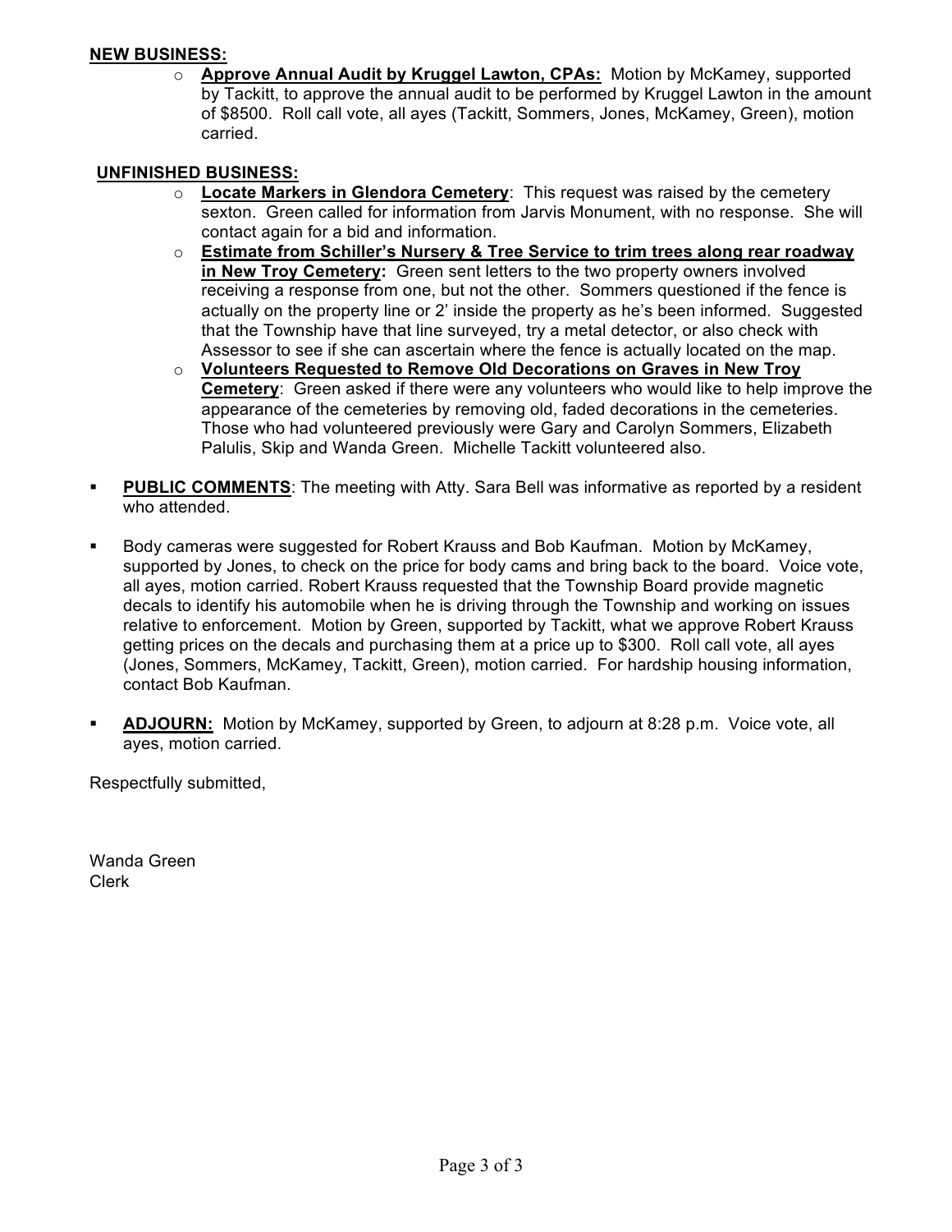**NEW BUSINESS:**

- **Approve Annual Audit by Kruggel Lawton, CPAs:** Motion by McKamey, supported by Tackitt, to approve the annual audit to be performed by Kruggel Lawton in the amount of $8500. Roll call vote, all ayes (Tackitt, Sommers, Jones, McKamey, Green), motion carried.

**UNFINISHED BUSINESS:**

- **Locate Markers in Glendora Cemetery**: This request was raised by the cemetery sexton. Green called for information from Jarvis Monument, with no response. She will contact again for a bid and information.
- **Estimate from Schiller's Nursery & Tree Service to trim trees along rear roadway in New Troy Cemetery:** Green sent letters to the two property owners involved receiving a response from one, but not the other. Sommers questioned if the fence is actually on the property line or 2' inside the property as he's been informed. Suggested that the Township have that line surveyed, try a metal detector, or also check with Assessor to see if she can ascertain where the fence is actually located on the map.
- **Volunteers Requested to Remove Old Decorations on Graves in New Troy Cemetery**: Green asked if there were any volunteers who would like to help improve the appearance of the cemeteries by removing old, faded decorations in the cemeteries. Those who had volunteered previously were Gary and Carolyn Sommers, Elizabeth Palulis, Skip and Wanda Green. Michelle Tackitt volunteered also.

- **PUBLIC COMMENTS**: The meeting with Atty. Sara Bell was informative as reported by a resident who attended.

- Body cameras were suggested for Robert Krauss and Bob Kaufman. Motion by McKamey, supported by Jones, to check on the price for body cams and bring back to the board. Voice vote, all ayes, motion carried. Robert Krauss requested that the Township Board provide magnetic decals to identify his automobile when he is driving through the Township and working on issues relative to enforcement. Motion by Green, supported by Tackitt, what we approve Robert Krauss getting prices on the decals and purchasing them at a price up to $300. Roll call vote, all ayes (Jones, Sommers, McKamey, Tackitt, Green), motion carried. For hardship housing information, contact Bob Kaufman.

- **ADJOURN:** Motion by McKamey, supported by Green, to adjourn at 8:28 p.m. Voice vote, all ayes, motion carried.

Respectfully submitted,

Wanda Green
Clerk